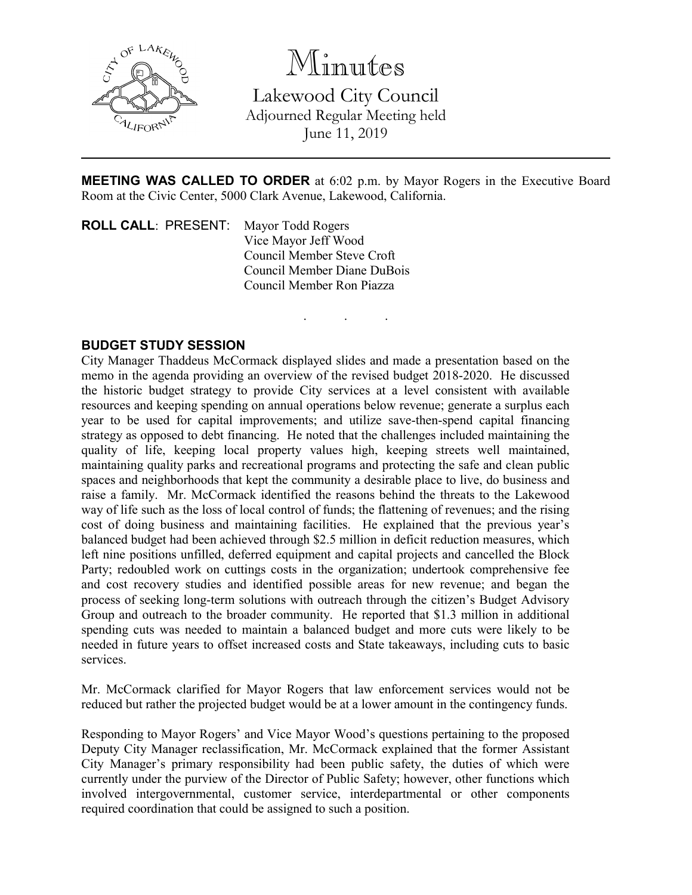# Minutes

## Lakewood City Council

Adjourned Regular Meeting held
June 11, 2019

---

**MEETING WAS CALLED TO ORDER** at 6:02 p.m. by Mayor Rogers in the Executive Board Room at the Civic Center, 5000 Clark Avenue, Lakewood, California.

**ROLL CALL**: PRESENT: Mayor Todd Rogers
Vice Mayor Jeff Wood
Council Member Steve Croft
Council Member Diane DuBois
Council Member Ron Piazza

. . .

**BUDGET STUDY SESSION**

City Manager Thaddeus McCormack displayed slides and made a presentation based on the memo in the agenda providing an overview of the revised budget 2018-2020. He discussed the historic budget strategy to provide City services at a level consistent with available resources and keeping spending on annual operations below revenue; generate a surplus each year to be used for capital improvements; and utilize save-then-spend capital financing strategy as opposed to debt financing. He noted that the challenges included maintaining the quality of life, keeping local property values high, keeping streets well maintained, maintaining quality parks and recreational programs and protecting the safe and clean public spaces and neighborhoods that kept the community a desirable place to live, do business and raise a family. Mr. McCormack identified the reasons behind the threats to the Lakewood way of life such as the loss of local control of funds; the flattening of revenues; and the rising cost of doing business and maintaining facilities. He explained that the previous year's balanced budget had been achieved through $2.5 million in deficit reduction measures, which left nine positions unfilled, deferred equipment and capital projects and cancelled the Block Party; redoubled work on cuttings costs in the organization; undertook comprehensive fee and cost recovery studies and identified possible areas for new revenue; and began the process of seeking long-term solutions with outreach through the citizen's Budget Advisory Group and outreach to the broader community. He reported that $1.3 million in additional spending cuts was needed to maintain a balanced budget and more cuts were likely to be needed in future years to offset increased costs and State takeaways, including cuts to basic services.

Mr. McCormack clarified for Mayor Rogers that law enforcement services would not be reduced but rather the projected budget would be at a lower amount in the contingency funds.

Responding to Mayor Rogers' and Vice Mayor Wood's questions pertaining to the proposed Deputy City Manager reclassification, Mr. McCormack explained that the former Assistant City Manager's primary responsibility had been public safety, the duties of which were currently under the purview of the Director of Public Safety; however, other functions which involved intergovernmental, customer service, interdepartmental or other components required coordination that could be assigned to such a position.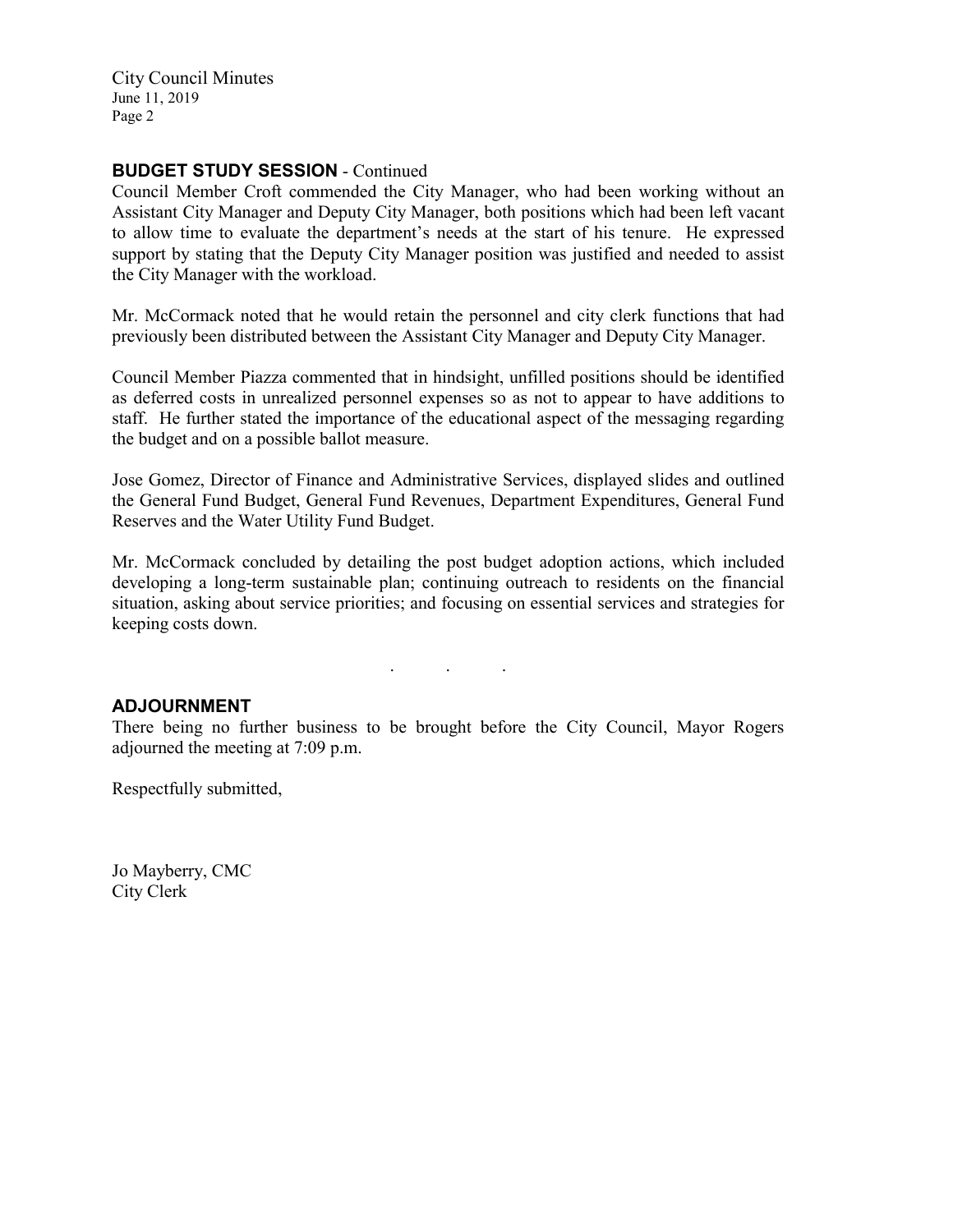## BUDGET STUDY SESSION - Continued

Council Member Croft commended the City Manager, who had been working without an Assistant City Manager and Deputy City Manager, both positions which had been left vacant to allow time to evaluate the department's needs at the start of his tenure. He expressed support by stating that the Deputy City Manager position was justified and needed to assist the City Manager with the workload.

Mr. McCormack noted that he would retain the personnel and city clerk functions that had previously been distributed between the Assistant City Manager and Deputy City Manager.

Council Member Piazza commented that in hindsight, unfilled positions should be identified as deferred costs in unrealized personnel expenses so as not to appear to have additions to staff. He further stated the importance of the educational aspect of the messaging regarding the budget and on a possible ballot measure.

Jose Gomez, Director of Finance and Administrative Services, displayed slides and outlined the General Fund Budget, General Fund Revenues, Department Expenditures, General Fund Reserves and the Water Utility Fund Budget.

Mr. McCormack concluded by detailing the post budget adoption actions, which included developing a long-term sustainable plan; continuing outreach to residents on the financial situation, asking about service priorities; and focusing on essential services and strategies for keeping costs down.

. . .

## ADJOURNMENT

There being no further business to be brought before the City Council, Mayor Rogers adjourned the meeting at 7:09 p.m.

Respectfully submitted,

Jo Mayberry, CMC
City Clerk